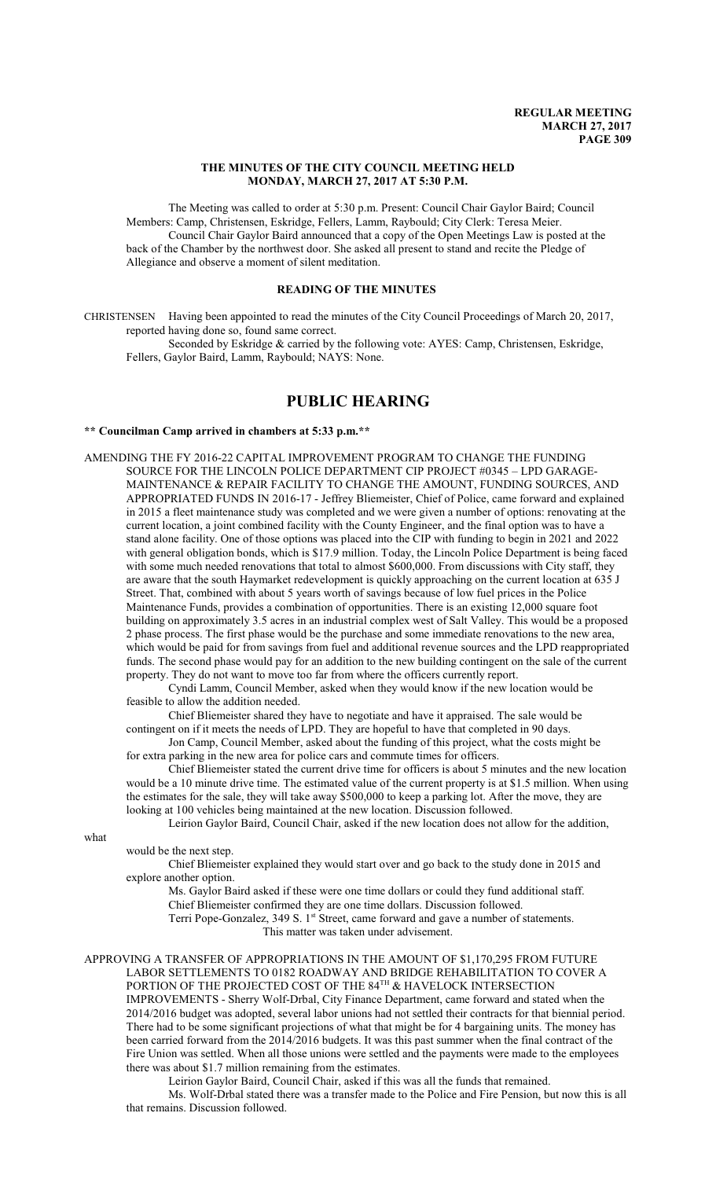**REGULAR MEETING**
**MARCH 27, 2017**

## THE MINUTES OF THE CITY COUNCIL MEETING HELD MONDAY, MARCH 27, 2017 AT 5:30 P.M.

The Meeting was called to order at 5:30 p.m. Present: Council Chair Gaylor Baird; Council Members: Camp, Christensen, Eskridge, Fellers, Lamm, Raybould; City Clerk: Teresa Meier.

Council Chair Gaylor Baird announced that a copy of the Open Meetings Law is posted at the back of the Chamber by the northwest door. She asked all present to stand and recite the Pledge of Allegiance and observe a moment of silent meditation.

## READING OF THE MINUTES

CHRISTENSEN Having been appointed to read the minutes of the City Council Proceedings of March 20, 2017, reported having done so, found same correct.

Seconded by Eskridge & carried by the following vote: AYES: Camp, Christensen, Eskridge, Fellers, Gaylor Baird, Lamm, Raybould; NAYS: None.

# PUBLIC HEARING

**\*\* Councilman Camp arrived in chambers at 5:33 p.m.\*\***

AMENDING THE FY 2016-22 CAPITAL IMPROVEMENT PROGRAM TO CHANGE THE FUNDING SOURCE FOR THE LINCOLN POLICE DEPARTMENT CIP PROJECT #0345 – LPD GARAGE-MAINTENANCE & REPAIR FACILITY TO CHANGE THE AMOUNT, FUNDING SOURCES, AND APPROPRIATED FUNDS IN 2016-17 - Jeffrey Bliemeister, Chief of Police, came forward and explained in 2015 a fleet maintenance study was completed and we were given a number of options: renovating at the current location, a joint combined facility with the County Engineer, and the final option was to have a stand alone facility. One of those options was placed into the CIP with funding to begin in 2021 and 2022 with general obligation bonds, which is $17.9 million. Today, the Lincoln Police Department is being faced with some much needed renovations that total to almost $600,000. From discussions with City staff, they are aware that the south Haymarket redevelopment is quickly approaching on the current location at 635 J Street. That, combined with about 5 years worth of savings because of low fuel prices in the Police Maintenance Funds, provides a combination of opportunities. There is an existing 12,000 square foot building on approximately 3.5 acres in an industrial complex west of Salt Valley. This would be a proposed 2 phase process. The first phase would be the purchase and some immediate renovations to the new area, which would be paid for from savings from fuel and additional revenue sources and the LPD reappropriated funds. The second phase would pay for an addition to the new building contingent on the sale of the current property. They do not want to move too far from where the officers currently report.

Cyndi Lamm, Council Member, asked when they would know if the new location would be feasible to allow the addition needed.

Chief Bliemeister shared they have to negotiate and have it appraised. The sale would be contingent on if it meets the needs of LPD. They are hopeful to have that completed in 90 days.

Jon Camp, Council Member, asked about the funding of this project, what the costs might be for extra parking in the new area for police cars and commute times for officers.

Chief Bliemeister stated the current drive time for officers is about 5 minutes and the new location would be a 10 minute drive time. The estimated value of the current property is at $1.5 million. When using the estimates for the sale, they will take away $500,000 to keep a parking lot. After the move, they are looking at 100 vehicles being maintained at the new location. Discussion followed.

Leirion Gaylor Baird, Council Chair, asked if the new location does not allow for the addition, what would be the next step.

Chief Bliemeister explained they would start over and go back to the study done in 2015 and explore another option.

Ms. Gaylor Baird asked if these were one time dollars or could they fund additional staff.

Chief Bliemeister confirmed they are one time dollars. Discussion followed.

Terri Pope-Gonzalez, 349 S. 1st Street, came forward and gave a number of statements.

This matter was taken under advisement.

APPROVING A TRANSFER OF APPROPRIATIONS IN THE AMOUNT OF $1,170,295 FROM FUTURE LABOR SETTLEMENTS TO 0182 ROADWAY AND BRIDGE REHABILITATION TO COVER A PORTION OF THE PROJECTED COST OF THE 84TH & HAVELOCK INTERSECTION IMPROVEMENTS - Sherry Wolf-Drbal, City Finance Department, came forward and stated when the 2014/2016 budget was adopted, several labor unions had not settled their contracts for that biennial period. There had to be some significant projections of what that might be for 4 bargaining units. The money has been carried forward from the 2014/2016 budgets. It was this past summer when the final contract of the Fire Union was settled. When all those unions were settled and the payments were made to the employees there was about $1.7 million remaining from the estimates.

Leirion Gaylor Baird, Council Chair, asked if this was all the funds that remained.

Ms. Wolf-Drbal stated there was a transfer made to the Police and Fire Pension, but now this is all that remains. Discussion followed.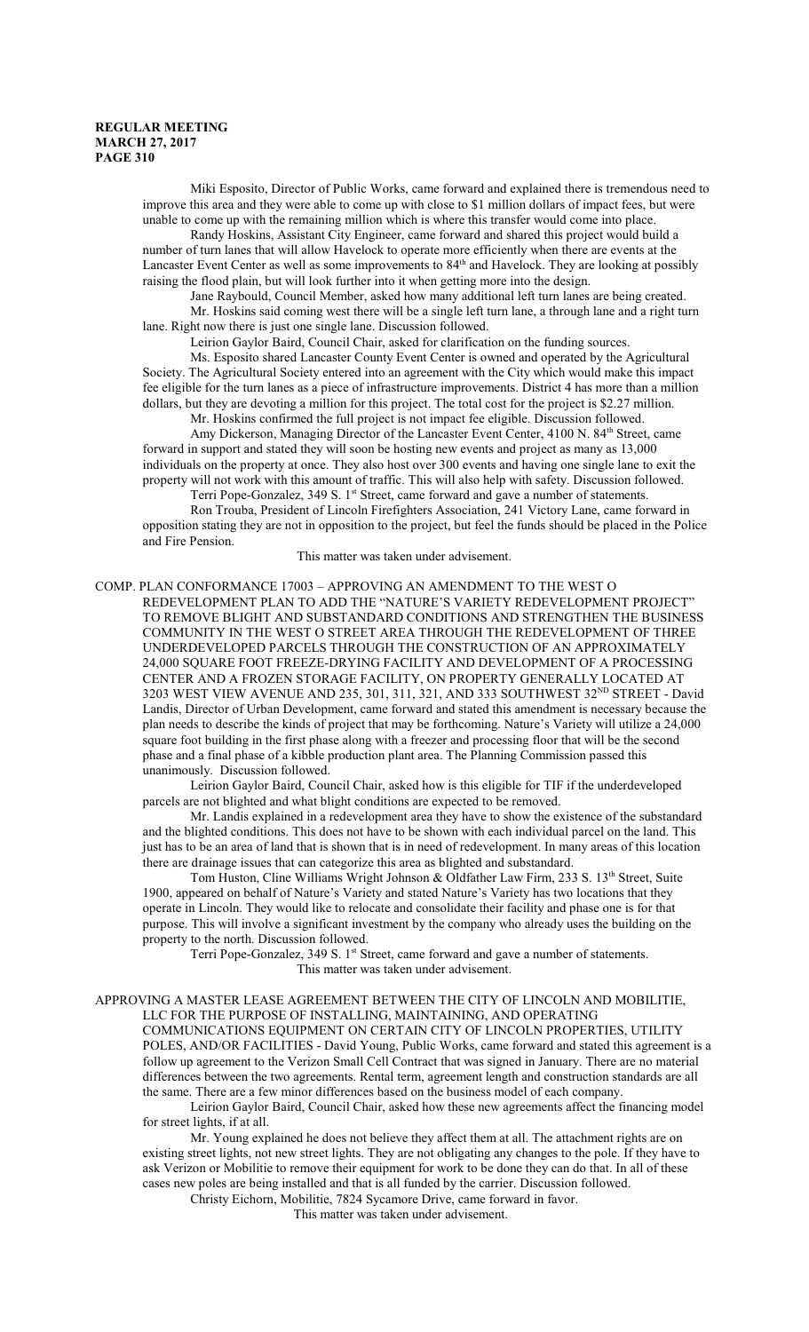Miki Esposito, Director of Public Works, came forward and explained there is tremendous need to improve this area and they were able to come up with close to $1 million dollars of impact fees, but were unable to come up with the remaining million which is where this transfer would come into place.

Randy Hoskins, Assistant City Engineer, came forward and shared this project would build a number of turn lanes that will allow Havelock to operate more efficiently when there are events at the Lancaster Event Center as well as some improvements to 84th and Havelock. They are looking at possibly raising the flood plain, but will look further into it when getting more into the design.

Jane Raybould, Council Member, asked how many additional left turn lanes are being created.

Mr. Hoskins said coming west there will be a single left turn lane, a through lane and a right turn lane. Right now there is just one single lane. Discussion followed.

Leirion Gaylor Baird, Council Chair, asked for clarification on the funding sources.

Ms. Esposito shared Lancaster County Event Center is owned and operated by the Agricultural Society. The Agricultural Society entered into an agreement with the City which would make this impact fee eligible for the turn lanes as a piece of infrastructure improvements. District 4 has more than a million dollars, but they are devoting a million for this project. The total cost for the project is $2.27 million.

Mr. Hoskins confirmed the full project is not impact fee eligible. Discussion followed.

Amy Dickerson, Managing Director of the Lancaster Event Center, 4100 N. 84th Street, came forward in support and stated they will soon be hosting new events and project as many as 13,000 individuals on the property at once. They also host over 300 events and having one single lane to exit the property will not work with this amount of traffic. This will also help with safety. Discussion followed.

Terri Pope-Gonzalez, 349 S. 1st Street, came forward and gave a number of statements.

Ron Trouba, President of Lincoln Firefighters Association, 241 Victory Lane, came forward in opposition stating they are not in opposition to the project, but feel the funds should be placed in the Police and Fire Pension.

This matter was taken under advisement.

COMP. PLAN CONFORMANCE 17003 – APPROVING AN AMENDMENT TO THE WEST O REDEVELOPMENT PLAN TO ADD THE "NATURE'S VARIETY REDEVELOPMENT PROJECT" TO REMOVE BLIGHT AND SUBSTANDARD CONDITIONS AND STRENGTHEN THE BUSINESS COMMUNITY IN THE WEST O STREET AREA THROUGH THE REDEVELOPMENT OF THREE UNDERDEVELOPED PARCELS THROUGH THE CONSTRUCTION OF AN APPROXIMATELY 24,000 SQUARE FOOT FREEZE-DRYING FACILITY AND DEVELOPMENT OF A PROCESSING CENTER AND A FROZEN STORAGE FACILITY, ON PROPERTY GENERALLY LOCATED AT 3203 WEST VIEW AVENUE AND 235, 301, 311, 321, AND 333 SOUTHWEST 32ND STREET - David Landis, Director of Urban Development, came forward and stated this amendment is necessary because the plan needs to describe the kinds of project that may be forthcoming. Nature's Variety will utilize a 24,000 square foot building in the first phase along with a freezer and processing floor that will be the second phase and a final phase of a kibble production plant area. The Planning Commission passed this unanimously. Discussion followed.

Leirion Gaylor Baird, Council Chair, asked how is this eligible for TIF if the underdeveloped parcels are not blighted and what blight conditions are expected to be removed.

Mr. Landis explained in a redevelopment area they have to show the existence of the substandard and the blighted conditions. This does not have to be shown with each individual parcel on the land. This just has to be an area of land that is shown that is in need of redevelopment. In many areas of this location there are drainage issues that can categorize this area as blighted and substandard.

Tom Huston, Cline Williams Wright Johnson & Oldfather Law Firm, 233 S. 13th Street, Suite 1900, appeared on behalf of Nature's Variety and stated Nature's Variety has two locations that they operate in Lincoln. They would like to relocate and consolidate their facility and phase one is for that purpose. This will involve a significant investment by the company who already uses the building on the property to the north. Discussion followed.

Terri Pope-Gonzalez, 349 S. 1st Street, came forward and gave a number of statements.

This matter was taken under advisement.

APPROVING A MASTER LEASE AGREEMENT BETWEEN THE CITY OF LINCOLN AND MOBILITIE, LLC FOR THE PURPOSE OF INSTALLING, MAINTAINING, AND OPERATING COMMUNICATIONS EQUIPMENT ON CERTAIN CITY OF LINCOLN PROPERTIES, UTILITY POLES, AND/OR FACILITIES - David Young, Public Works, came forward and stated this agreement is a follow up agreement to the Verizon Small Cell Contract that was signed in January. There are no material differences between the two agreements. Rental term, agreement length and construction standards are all the same. There are a few minor differences based on the business model of each company.

Leirion Gaylor Baird, Council Chair, asked how these new agreements affect the financing model for street lights, if at all.

Mr. Young explained he does not believe they affect them at all. The attachment rights are on existing street lights, not new street lights. They are not obligating any changes to the pole. If they have to ask Verizon or Mobilitie to remove their equipment for work to be done they can do that. In all of these cases new poles are being installed and that is all funded by the carrier. Discussion followed.

Christy Eichorn, Mobilitie, 7824 Sycamore Drive, came forward in favor.

This matter was taken under advisement.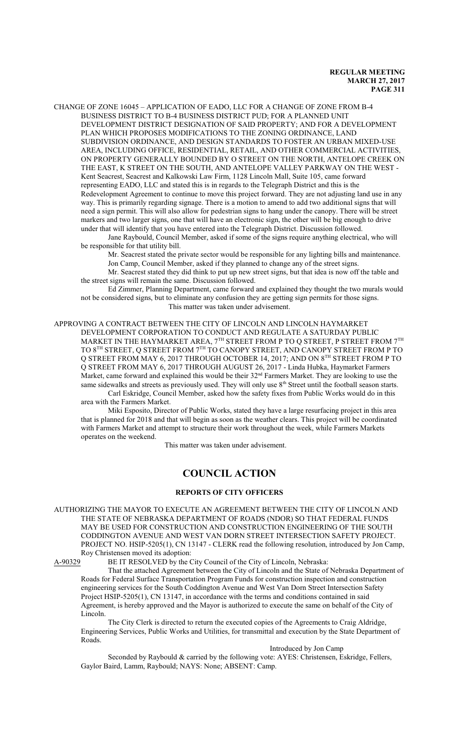CHANGE OF ZONE 16045 – APPLICATION OF EADO, LLC FOR A CHANGE OF ZONE FROM B-4 BUSINESS DISTRICT TO B-4 BUSINESS DISTRICT PUD; FOR A PLANNED UNIT DEVELOPMENT DISTRICT DESIGNATION OF SAID PROPERTY; AND FOR A DEVELOPMENT PLAN WHICH PROPOSES MODIFICATIONS TO THE ZONING ORDINANCE, LAND SUBDIVISION ORDINANCE, AND DESIGN STANDARDS TO FOSTER AN URBAN MIXED-USE AREA, INCLUDING OFFICE, RESIDENTIAL, RETAIL, AND OTHER COMMERCIAL ACTIVITIES, ON PROPERTY GENERALLY BOUNDED BY O STREET ON THE NORTH, ANTELOPE CREEK ON THE EAST, K STREET ON THE SOUTH, AND ANTELOPE VALLEY PARKWAY ON THE WEST - Kent Seacrest, Seacrest and Kalkowski Law Firm, 1128 Lincoln Mall, Suite 105, came forward representing EADO, LLC and stated this is in regards to the Telegraph District and this is the Redevelopment Agreement to continue to move this project forward. They are not adjusting land use in any way. This is primarily regarding signage. There is a motion to amend to add two additional signs that will need a sign permit. This will also allow for pedestrian signs to hang under the canopy. There will be street markers and two larger signs, one that will have an electronic sign, the other will be big enough to drive under that will identify that you have entered into the Telegraph District. Discussion followed.

Jane Raybould, Council Member, asked if some of the signs require anything electrical, who will be responsible for that utility bill.

Mr. Seacrest stated the private sector would be responsible for any lighting bills and maintenance.

Jon Camp, Council Member, asked if they planned to change any of the street signs.

Mr. Seacrest stated they did think to put up new street signs, but that idea is now off the table and the street signs will remain the same. Discussion followed.

Ed Zimmer, Planning Department, came forward and explained they thought the two murals would not be considered signs, but to eliminate any confusion they are getting sign permits for those signs.

This matter was taken under advisement.

APPROVING A CONTRACT BETWEEN THE CITY OF LINCOLN AND LINCOLN HAYMARKET DEVELOPMENT CORPORATION TO CONDUCT AND REGULATE A SATURDAY PUBLIC MARKET IN THE HAYMARKET AREA, 7TH STREET FROM P TO Q STREET, P STREET FROM 7TH TO 8TH STREET, Q STREET FROM 7TH TO CANOPY STREET, AND CANOPY STREET FROM P TO Q STREET FROM MAY 6, 2017 THROUGH OCTOBER 14, 2017; AND ON 8TH STREET FROM P TO Q STREET FROM MAY 6, 2017 THROUGH AUGUST 26, 2017 - Linda Hubka, Haymarket Farmers Market, came forward and explained this would be their 32nd Farmers Market. They are looking to use the same sidewalks and streets as previously used. They will only use 8th Street until the football season starts.

Carl Eskridge, Council Member, asked how the safety fixes from Public Works would do in this area with the Farmers Market.

Miki Esposito, Director of Public Works, stated they have a large resurfacing project in this area that is planned for 2018 and that will begin as soon as the weather clears. This project will be coordinated with Farmers Market and attempt to structure their work throughout the week, while Farmers Markets operates on the weekend.

This matter was taken under advisement.

# COUNCIL ACTION

## REPORTS OF CITY OFFICERS

AUTHORIZING THE MAYOR TO EXECUTE AN AGREEMENT BETWEEN THE CITY OF LINCOLN AND THE STATE OF NEBRASKA DEPARTMENT OF ROADS (NDOR) SO THAT FEDERAL FUNDS MAY BE USED FOR CONSTRUCTION AND CONSTRUCTION ENGINEERING OF THE SOUTH CODDINGTON AVENUE AND WEST VAN DORN STREET INTERSECTION SAFETY PROJECT. PROJECT NO. HSIP-5205(1), CN 13147 - CLERK read the following resolution, introduced by Jon Camp, Roy Christensen moved its adoption:

A-90329 BE IT RESOLVED by the City Council of the City of Lincoln, Nebraska:

That the attached Agreement between the City of Lincoln and the State of Nebraska Department of Roads for Federal Surface Transportation Program Funds for construction inspection and construction engineering services for the South Coddington Avenue and West Van Dorn Street Intersection Safety Project HSIP-5205(1), CN 13147, in accordance with the terms and conditions contained in said Agreement, is hereby approved and the Mayor is authorized to execute the same on behalf of the City of Lincoln.

The City Clerk is directed to return the executed copies of the Agreements to Craig Aldridge, Engineering Services, Public Works and Utilities, for transmittal and execution by the State Department of Roads.

Introduced by Jon Camp

Seconded by Raybould & carried by the following vote: AYES: Christensen, Eskridge, Fellers, Gaylor Baird, Lamm, Raybould; NAYS: None; ABSENT: Camp.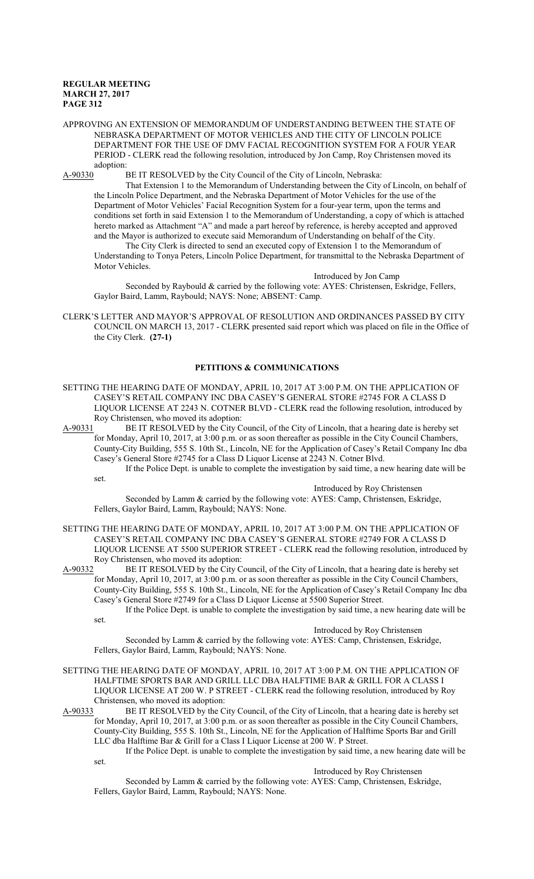APPROVING AN EXTENSION OF MEMORANDUM OF UNDERSTANDING BETWEEN THE STATE OF NEBRASKA DEPARTMENT OF MOTOR VEHICLES AND THE CITY OF LINCOLN POLICE DEPARTMENT FOR THE USE OF DMV FACIAL RECOGNITION SYSTEM FOR A FOUR YEAR PERIOD - CLERK read the following resolution, introduced by Jon Camp, Roy Christensen moved its adoption:

A-90330 BE IT RESOLVED by the City Council of the City of Lincoln, Nebraska:

That Extension 1 to the Memorandum of Understanding between the City of Lincoln, on behalf of the Lincoln Police Department, and the Nebraska Department of Motor Vehicles for the use of the Department of Motor Vehicles' Facial Recognition System for a four-year term, upon the terms and conditions set forth in said Extension 1 to the Memorandum of Understanding, a copy of which is attached hereto marked as Attachment "A" and made a part hereof by reference, is hereby accepted and approved and the Mayor is authorized to execute said Memorandum of Understanding on behalf of the City.

The City Clerk is directed to send an executed copy of Extension 1 to the Memorandum of Understanding to Tonya Peters, Lincoln Police Department, for transmittal to the Nebraska Department of Motor Vehicles.

Introduced by Jon Camp

Seconded by Raybould & carried by the following vote: AYES: Christensen, Eskridge, Fellers, Gaylor Baird, Lamm, Raybould; NAYS: None; ABSENT: Camp.

CLERK'S LETTER AND MAYOR'S APPROVAL OF RESOLUTION AND ORDINANCES PASSED BY CITY COUNCIL ON MARCH 13, 2017 - CLERK presented said report which was placed on file in the Office of the City Clerk. **(27-1)**

## PETITIONS & COMMUNICATIONS

SETTING THE HEARING DATE OF MONDAY, APRIL 10, 2017 AT 3:00 P.M. ON THE APPLICATION OF CASEY'S RETAIL COMPANY INC DBA CASEY'S GENERAL STORE #2745 FOR A CLASS D LIQUOR LICENSE AT 2243 N. COTNER BLVD - CLERK read the following resolution, introduced by Roy Christensen, who moved its adoption:

A-90331 BE IT RESOLVED by the City Council, of the City of Lincoln, that a hearing date is hereby set for Monday, April 10, 2017, at 3:00 p.m. or as soon thereafter as possible in the City Council Chambers, County-City Building, 555 S. 10th St., Lincoln, NE for the Application of Casey's Retail Company Inc dba Casey's General Store #2745 for a Class D Liquor License at 2243 N. Cotner Blvd.

If the Police Dept. is unable to complete the investigation by said time, a new hearing date will be set.

Introduced by Roy Christensen

Seconded by Lamm & carried by the following vote: AYES: Camp, Christensen, Eskridge, Fellers, Gaylor Baird, Lamm, Raybould; NAYS: None.

SETTING THE HEARING DATE OF MONDAY, APRIL 10, 2017 AT 3:00 P.M. ON THE APPLICATION OF CASEY'S RETAIL COMPANY INC DBA CASEY'S GENERAL STORE #2749 FOR A CLASS D LIQUOR LICENSE AT 5500 SUPERIOR STREET - CLERK read the following resolution, introduced by Roy Christensen, who moved its adoption:

A-90332 BE IT RESOLVED by the City Council, of the City of Lincoln, that a hearing date is hereby set for Monday, April 10, 2017, at 3:00 p.m. or as soon thereafter as possible in the City Council Chambers, County-City Building, 555 S. 10th St., Lincoln, NE for the Application of Casey's Retail Company Inc dba Casey's General Store #2749 for a Class D Liquor License at 5500 Superior Street.

If the Police Dept. is unable to complete the investigation by said time, a new hearing date will be set.

Introduced by Roy Christensen

Seconded by Lamm & carried by the following vote: AYES: Camp, Christensen, Eskridge, Fellers, Gaylor Baird, Lamm, Raybould; NAYS: None.

SETTING THE HEARING DATE OF MONDAY, APRIL 10, 2017 AT 3:00 P.M. ON THE APPLICATION OF HALFTIME SPORTS BAR AND GRILL LLC DBA HALFTIME BAR & GRILL FOR A CLASS I LIQUOR LICENSE AT 200 W. P STREET - CLERK read the following resolution, introduced by Roy Christensen, who moved its adoption:

A-90333 BE IT RESOLVED by the City Council, of the City of Lincoln, that a hearing date is hereby set for Monday, April 10, 2017, at 3:00 p.m. or as soon thereafter as possible in the City Council Chambers, County-City Building, 555 S. 10th St., Lincoln, NE for the Application of Halftime Sports Bar and Grill LLC dba Halftime Bar & Grill for a Class I Liquor License at 200 W. P Street.

If the Police Dept. is unable to complete the investigation by said time, a new hearing date will be set.

Introduced by Roy Christensen

Seconded by Lamm & carried by the following vote: AYES: Camp, Christensen, Eskridge, Fellers, Gaylor Baird, Lamm, Raybould; NAYS: None.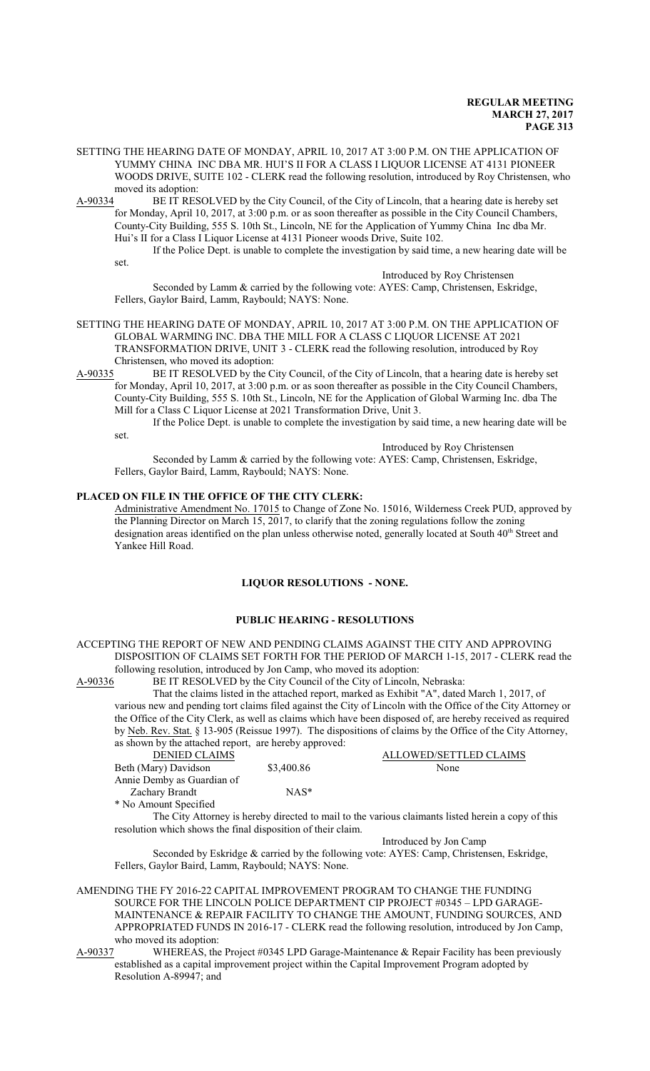SETTING THE HEARING DATE OF MONDAY, APRIL 10, 2017 AT 3:00 P.M. ON THE APPLICATION OF YUMMY CHINA INC DBA MR. HUI'S II FOR A CLASS I LIQUOR LICENSE AT 4131 PIONEER WOODS DRIVE, SUITE 102 - CLERK read the following resolution, introduced by Roy Christensen, who moved its adoption:

A-90334 BE IT RESOLVED by the City Council, of the City of Lincoln, that a hearing date is hereby set for Monday, April 10, 2017, at 3:00 p.m. or as soon thereafter as possible in the City Council Chambers, County-City Building, 555 S. 10th St., Lincoln, NE for the Application of Yummy China Inc dba Mr. Hui's II for a Class I Liquor License at 4131 Pioneer woods Drive, Suite 102.

If the Police Dept. is unable to complete the investigation by said time, a new hearing date will be set.

Introduced by Roy Christensen

Seconded by Lamm & carried by the following vote: AYES: Camp, Christensen, Eskridge, Fellers, Gaylor Baird, Lamm, Raybould; NAYS: None.

SETTING THE HEARING DATE OF MONDAY, APRIL 10, 2017 AT 3:00 P.M. ON THE APPLICATION OF GLOBAL WARMING INC. DBA THE MILL FOR A CLASS C LIQUOR LICENSE AT 2021 TRANSFORMATION DRIVE, UNIT 3 - CLERK read the following resolution, introduced by Roy Christensen, who moved its adoption:

A-90335 BE IT RESOLVED by the City Council, of the City of Lincoln, that a hearing date is hereby set for Monday, April 10, 2017, at 3:00 p.m. or as soon thereafter as possible in the City Council Chambers, County-City Building, 555 S. 10th St., Lincoln, NE for the Application of Global Warming Inc. dba The Mill for a Class C Liquor License at 2021 Transformation Drive, Unit 3.

If the Police Dept. is unable to complete the investigation by said time, a new hearing date will be set.

Introduced by Roy Christensen

Seconded by Lamm & carried by the following vote: AYES: Camp, Christensen, Eskridge, Fellers, Gaylor Baird, Lamm, Raybould; NAYS: None.

**PLACED ON FILE IN THE OFFICE OF THE CITY CLERK:**

Administrative Amendment No. 17015 to Change of Zone No. 15016, Wilderness Creek PUD, approved by the Planning Director on March 15, 2017, to clarify that the zoning regulations follow the zoning designation areas identified on the plan unless otherwise noted, generally located at South 40th Street and Yankee Hill Road.

## LIQUOR RESOLUTIONS - NONE.

## PUBLIC HEARING - RESOLUTIONS

ACCEPTING THE REPORT OF NEW AND PENDING CLAIMS AGAINST THE CITY AND APPROVING DISPOSITION OF CLAIMS SET FORTH FOR THE PERIOD OF MARCH 1-15, 2017 - CLERK read the following resolution, introduced by Jon Camp, who moved its adoption:

A-90336 BE IT RESOLVED by the City Council of the City of Lincoln, Nebraska:

That the claims listed in the attached report, marked as Exhibit "A", dated March 1, 2017, of various new and pending tort claims filed against the City of Lincoln with the Office of the City Attorney or the Office of the City Clerk, as well as claims which have been disposed of, are hereby received as required by Neb. Rev. Stat. § 13-905 (Reissue 1997). The dispositions of claims by the Office of the City Attorney, as shown by the attached report, are hereby approved:

| DENIED CLAIMS | | ALLOWED/SETTLED CLAIMS |
|---|---|---|
| Beth (Mary) Davidson | $3,400.86 | None |
| Annie Demby as Guardian of Zachary Brandt | NAS* | |

\* No Amount Specified

The City Attorney is hereby directed to mail to the various claimants listed herein a copy of this resolution which shows the final disposition of their claim.

Introduced by Jon Camp

Seconded by Eskridge & carried by the following vote: AYES: Camp, Christensen, Eskridge, Fellers, Gaylor Baird, Lamm, Raybould; NAYS: None.

AMENDING THE FY 2016-22 CAPITAL IMPROVEMENT PROGRAM TO CHANGE THE FUNDING SOURCE FOR THE LINCOLN POLICE DEPARTMENT CIP PROJECT #0345 – LPD GARAGE-MAINTENANCE & REPAIR FACILITY TO CHANGE THE AMOUNT, FUNDING SOURCES, AND APPROPRIATED FUNDS IN 2016-17 - CLERK read the following resolution, introduced by Jon Camp, who moved its adoption:

A-90337 WHEREAS, the Project #0345 LPD Garage-Maintenance & Repair Facility has been previously established as a capital improvement project within the Capital Improvement Program adopted by Resolution A-89947; and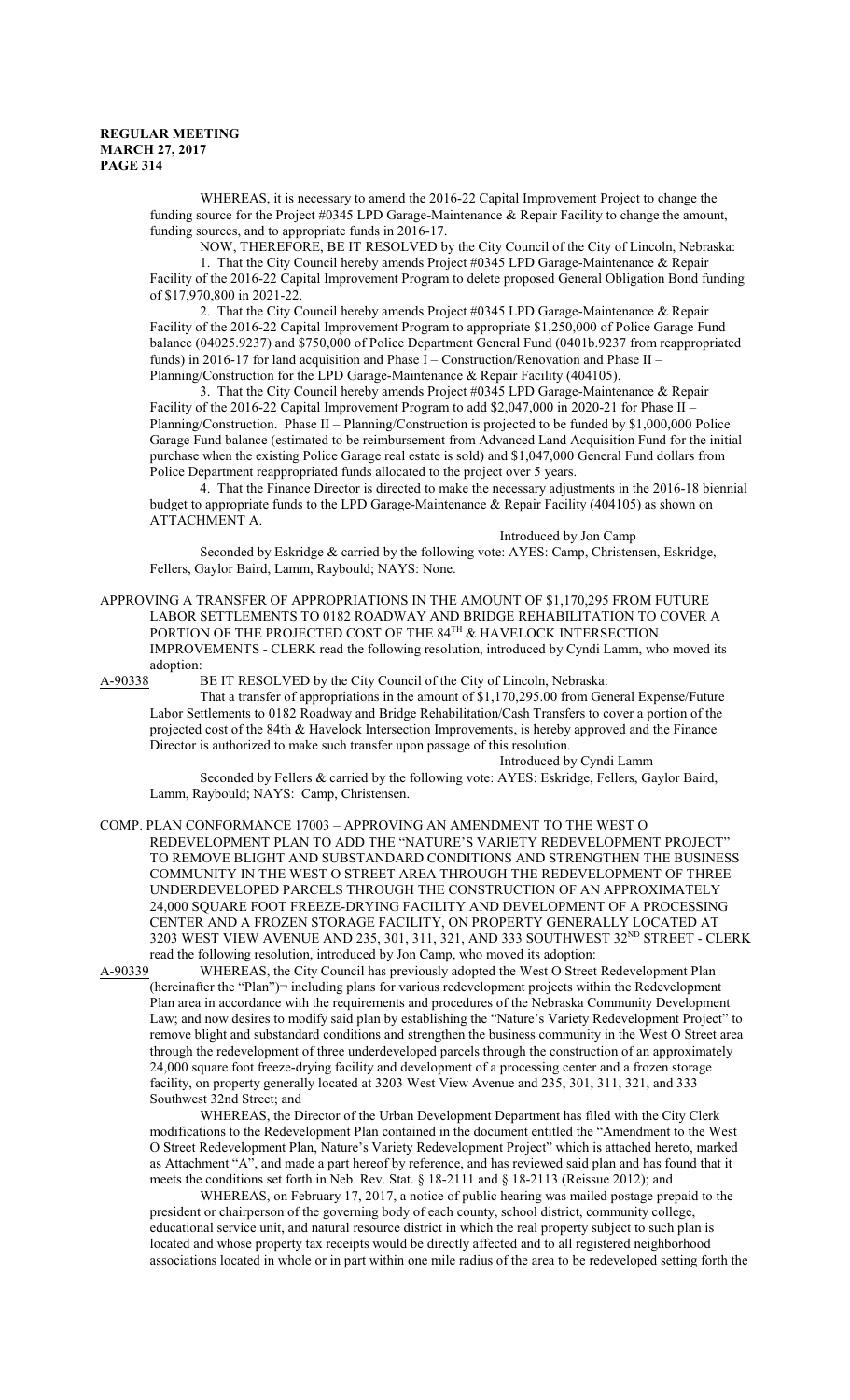WHEREAS, it is necessary to amend the 2016-22 Capital Improvement Project to change the funding source for the Project #0345 LPD Garage-Maintenance & Repair Facility to change the amount, funding sources, and to appropriate funds in 2016-17.

NOW, THEREFORE, BE IT RESOLVED by the City Council of the City of Lincoln, Nebraska:

1. That the City Council hereby amends Project #0345 LPD Garage-Maintenance & Repair Facility of the 2016-22 Capital Improvement Program to delete proposed General Obligation Bond funding of $17,970,800 in 2021-22.

2. That the City Council hereby amends Project #0345 LPD Garage-Maintenance & Repair Facility of the 2016-22 Capital Improvement Program to appropriate $1,250,000 of Police Garage Fund balance (04025.9237) and $750,000 of Police Department General Fund (0401b.9237 from reappropriated funds) in 2016-17 for land acquisition and Phase I – Construction/Renovation and Phase II – Planning/Construction for the LPD Garage-Maintenance & Repair Facility (404105).

3. That the City Council hereby amends Project #0345 LPD Garage-Maintenance & Repair Facility of the 2016-22 Capital Improvement Program to add $2,047,000 in 2020-21 for Phase II – Planning/Construction. Phase II – Planning/Construction is projected to be funded by $1,000,000 Police Garage Fund balance (estimated to be reimbursement from Advanced Land Acquisition Fund for the initial purchase when the existing Police Garage real estate is sold) and $1,047,000 General Fund dollars from Police Department reappropriated funds allocated to the project over 5 years.

4. That the Finance Director is directed to make the necessary adjustments in the 2016-18 biennial budget to appropriate funds to the LPD Garage-Maintenance & Repair Facility (404105) as shown on ATTACHMENT A.

Introduced by Jon Camp

Seconded by Eskridge & carried by the following vote: AYES: Camp, Christensen, Eskridge, Fellers, Gaylor Baird, Lamm, Raybould; NAYS: None.

APPROVING A TRANSFER OF APPROPRIATIONS IN THE AMOUNT OF $1,170,295 FROM FUTURE LABOR SETTLEMENTS TO 0182 ROADWAY AND BRIDGE REHABILITATION TO COVER A PORTION OF THE PROJECTED COST OF THE 84TH & HAVELOCK INTERSECTION IMPROVEMENTS - CLERK read the following resolution, introduced by Cyndi Lamm, who moved its adoption:

A-90338 BE IT RESOLVED by the City Council of the City of Lincoln, Nebraska:

That a transfer of appropriations in the amount of $1,170,295.00 from General Expense/Future Labor Settlements to 0182 Roadway and Bridge Rehabilitation/Cash Transfers to cover a portion of the projected cost of the 84th & Havelock Intersection Improvements, is hereby approved and the Finance Director is authorized to make such transfer upon passage of this resolution.

Introduced by Cyndi Lamm

Seconded by Fellers & carried by the following vote: AYES: Eskridge, Fellers, Gaylor Baird, Lamm, Raybould; NAYS: Camp, Christensen.

COMP. PLAN CONFORMANCE 17003 – APPROVING AN AMENDMENT TO THE WEST O REDEVELOPMENT PLAN TO ADD THE "NATURE'S VARIETY REDEVELOPMENT PROJECT" TO REMOVE BLIGHT AND SUBSTANDARD CONDITIONS AND STRENGTHEN THE BUSINESS COMMUNITY IN THE WEST O STREET AREA THROUGH THE REDEVELOPMENT OF THREE UNDERDEVELOPED PARCELS THROUGH THE CONSTRUCTION OF AN APPROXIMATELY 24,000 SQUARE FOOT FREEZE-DRYING FACILITY AND DEVELOPMENT OF A PROCESSING CENTER AND A FROZEN STORAGE FACILITY, ON PROPERTY GENERALLY LOCATED AT 3203 WEST VIEW AVENUE AND 235, 301, 311, 321, AND 333 SOUTHWEST 32ND STREET - CLERK read the following resolution, introduced by Jon Camp, who moved its adoption:

A-90339 WHEREAS, the City Council has previously adopted the West O Street Redevelopment Plan (hereinafter the "Plan")¬ including plans for various redevelopment projects within the Redevelopment Plan area in accordance with the requirements and procedures of the Nebraska Community Development Law; and now desires to modify said plan by establishing the "Nature's Variety Redevelopment Project" to remove blight and substandard conditions and strengthen the business community in the West O Street area through the redevelopment of three underdeveloped parcels through the construction of an approximately 24,000 square foot freeze-drying facility and development of a processing center and a frozen storage facility, on property generally located at 3203 West View Avenue and 235, 301, 311, 321, and 333 Southwest 32nd Street; and

WHEREAS, the Director of the Urban Development Department has filed with the City Clerk modifications to the Redevelopment Plan contained in the document entitled the "Amendment to the West O Street Redevelopment Plan, Nature's Variety Redevelopment Project" which is attached hereto, marked as Attachment "A", and made a part hereof by reference, and has reviewed said plan and has found that it meets the conditions set forth in Neb. Rev. Stat. § 18-2111 and § 18-2113 (Reissue 2012); and

WHEREAS, on February 17, 2017, a notice of public hearing was mailed postage prepaid to the president or chairperson of the governing body of each county, school district, community college, educational service unit, and natural resource district in which the real property subject to such plan is located and whose property tax receipts would be directly affected and to all registered neighborhood associations located in whole or in part within one mile radius of the area to be redeveloped setting forth the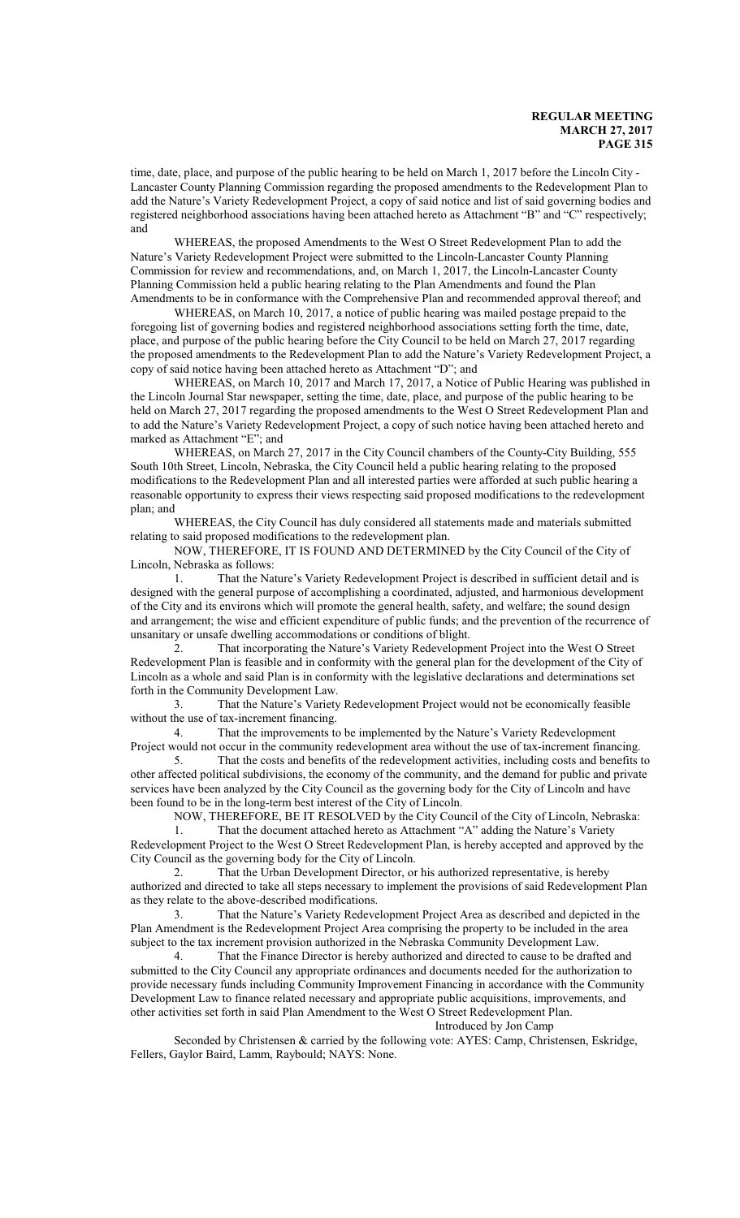time, date, place, and purpose of the public hearing to be held on March 1, 2017 before the Lincoln City - Lancaster County Planning Commission regarding the proposed amendments to the Redevelopment Plan to add the Nature's Variety Redevelopment Project, a copy of said notice and list of said governing bodies and registered neighborhood associations having been attached hereto as Attachment "B" and "C" respectively; and

WHEREAS, the proposed Amendments to the West O Street Redevelopment Plan to add the Nature's Variety Redevelopment Project were submitted to the Lincoln-Lancaster County Planning Commission for review and recommendations, and, on March 1, 2017, the Lincoln-Lancaster County Planning Commission held a public hearing relating to the Plan Amendments and found the Plan Amendments to be in conformance with the Comprehensive Plan and recommended approval thereof; and

WHEREAS, on March 10, 2017, a notice of public hearing was mailed postage prepaid to the foregoing list of governing bodies and registered neighborhood associations setting forth the time, date, place, and purpose of the public hearing before the City Council to be held on March 27, 2017 regarding the proposed amendments to the Redevelopment Plan to add the Nature's Variety Redevelopment Project, a copy of said notice having been attached hereto as Attachment "D"; and

WHEREAS, on March 10, 2017 and March 17, 2017, a Notice of Public Hearing was published in the Lincoln Journal Star newspaper, setting the time, date, place, and purpose of the public hearing to be held on March 27, 2017 regarding the proposed amendments to the West O Street Redevelopment Plan and to add the Nature's Variety Redevelopment Project, a copy of such notice having been attached hereto and marked as Attachment "E"; and

WHEREAS, on March 27, 2017 in the City Council chambers of the County-City Building, 555 South 10th Street, Lincoln, Nebraska, the City Council held a public hearing relating to the proposed modifications to the Redevelopment Plan and all interested parties were afforded at such public hearing a reasonable opportunity to express their views respecting said proposed modifications to the redevelopment plan; and

WHEREAS, the City Council has duly considered all statements made and materials submitted relating to said proposed modifications to the redevelopment plan.

NOW, THEREFORE, IT IS FOUND AND DETERMINED by the City Council of the City of Lincoln, Nebraska as follows:

1. That the Nature's Variety Redevelopment Project is described in sufficient detail and is designed with the general purpose of accomplishing a coordinated, adjusted, and harmonious development of the City and its environs which will promote the general health, safety, and welfare; the sound design and arrangement; the wise and efficient expenditure of public funds; and the prevention of the recurrence of unsanitary or unsafe dwelling accommodations or conditions of blight.

2. That incorporating the Nature's Variety Redevelopment Project into the West O Street Redevelopment Plan is feasible and in conformity with the general plan for the development of the City of Lincoln as a whole and said Plan is in conformity with the legislative declarations and determinations set forth in the Community Development Law.

3. That the Nature's Variety Redevelopment Project would not be economically feasible without the use of tax-increment financing.

4. That the improvements to be implemented by the Nature's Variety Redevelopment Project would not occur in the community redevelopment area without the use of tax-increment financing.

5. That the costs and benefits of the redevelopment activities, including costs and benefits to other affected political subdivisions, the economy of the community, and the demand for public and private services have been analyzed by the City Council as the governing body for the City of Lincoln and have been found to be in the long-term best interest of the City of Lincoln.

NOW, THEREFORE, BE IT RESOLVED by the City Council of the City of Lincoln, Nebraska:

1. That the document attached hereto as Attachment "A" adding the Nature's Variety Redevelopment Project to the West O Street Redevelopment Plan, is hereby accepted and approved by the City Council as the governing body for the City of Lincoln.

2. That the Urban Development Director, or his authorized representative, is hereby authorized and directed to take all steps necessary to implement the provisions of said Redevelopment Plan as they relate to the above-described modifications.

3. That the Nature's Variety Redevelopment Project Area as described and depicted in the Plan Amendment is the Redevelopment Project Area comprising the property to be included in the area subject to the tax increment provision authorized in the Nebraska Community Development Law.

4. That the Finance Director is hereby authorized and directed to cause to be drafted and submitted to the City Council any appropriate ordinances and documents needed for the authorization to provide necessary funds including Community Improvement Financing in accordance with the Community Development Law to finance related necessary and appropriate public acquisitions, improvements, and other activities set forth in said Plan Amendment to the West O Street Redevelopment Plan.

Introduced by Jon Camp

Seconded by Christensen & carried by the following vote: AYES: Camp, Christensen, Eskridge, Fellers, Gaylor Baird, Lamm, Raybould; NAYS: None.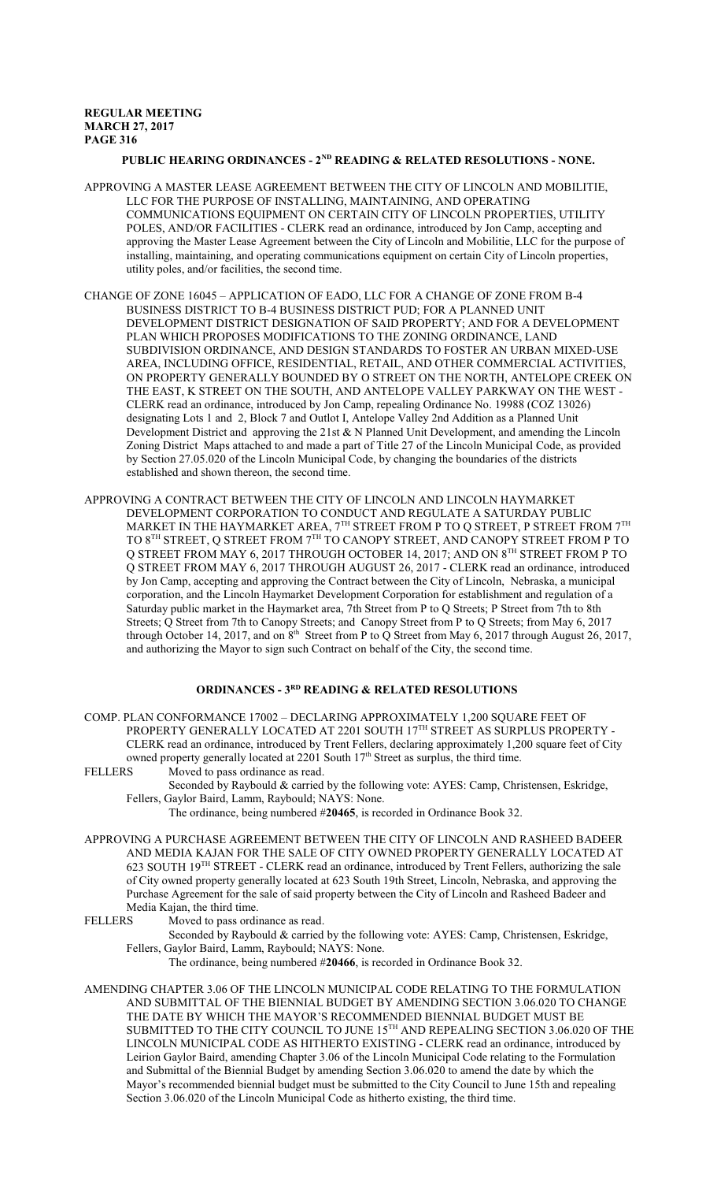## PUBLIC HEARING ORDINANCES - 2ND READING & RELATED RESOLUTIONS - NONE.

APPROVING A MASTER LEASE AGREEMENT BETWEEN THE CITY OF LINCOLN AND MOBILITIE, LLC FOR THE PURPOSE OF INSTALLING, MAINTAINING, AND OPERATING COMMUNICATIONS EQUIPMENT ON CERTAIN CITY OF LINCOLN PROPERTIES, UTILITY POLES, AND/OR FACILITIES - CLERK read an ordinance, introduced by Jon Camp, accepting and approving the Master Lease Agreement between the City of Lincoln and Mobilitie, LLC for the purpose of installing, maintaining, and operating communications equipment on certain City of Lincoln properties, utility poles, and/or facilities, the second time.

CHANGE OF ZONE 16045 – APPLICATION OF EADO, LLC FOR A CHANGE OF ZONE FROM B-4 BUSINESS DISTRICT TO B-4 BUSINESS DISTRICT PUD; FOR A PLANNED UNIT DEVELOPMENT DISTRICT DESIGNATION OF SAID PROPERTY; AND FOR A DEVELOPMENT PLAN WHICH PROPOSES MODIFICATIONS TO THE ZONING ORDINANCE, LAND SUBDIVISION ORDINANCE, AND DESIGN STANDARDS TO FOSTER AN URBAN MIXED-USE AREA, INCLUDING OFFICE, RESIDENTIAL, RETAIL, AND OTHER COMMERCIAL ACTIVITIES, ON PROPERTY GENERALLY BOUNDED BY O STREET ON THE NORTH, ANTELOPE CREEK ON THE EAST, K STREET ON THE SOUTH, AND ANTELOPE VALLEY PARKWAY ON THE WEST - CLERK read an ordinance, introduced by Jon Camp, repealing Ordinance No. 19988 (COZ 13026) designating Lots 1 and 2, Block 7 and Outlot I, Antelope Valley 2nd Addition as a Planned Unit Development District and approving the 21st & N Planned Unit Development, and amending the Lincoln Zoning District Maps attached to and made a part of Title 27 of the Lincoln Municipal Code, as provided by Section 27.05.020 of the Lincoln Municipal Code, by changing the boundaries of the districts established and shown thereon, the second time.

APPROVING A CONTRACT BETWEEN THE CITY OF LINCOLN AND LINCOLN HAYMARKET DEVELOPMENT CORPORATION TO CONDUCT AND REGULATE A SATURDAY PUBLIC MARKET IN THE HAYMARKET AREA, 7TH STREET FROM P TO Q STREET, P STREET FROM 7TH TO 8TH STREET, Q STREET FROM 7TH TO CANOPY STREET, AND CANOPY STREET FROM P TO Q STREET FROM MAY 6, 2017 THROUGH OCTOBER 14, 2017; AND ON 8TH STREET FROM P TO Q STREET FROM MAY 6, 2017 THROUGH AUGUST 26, 2017 - CLERK read an ordinance, introduced by Jon Camp, accepting and approving the Contract between the City of Lincoln, Nebraska, a municipal corporation, and the Lincoln Haymarket Development Corporation for establishment and regulation of a Saturday public market in the Haymarket area, 7th Street from P to Q Streets; P Street from 7th to 8th Streets; Q Street from 7th to Canopy Streets; and Canopy Street from P to Q Streets; from May 6, 2017 through October 14, 2017, and on 8th Street from P to Q Street from May 6, 2017 through August 26, 2017, and authorizing the Mayor to sign such Contract on behalf of the City, the second time.

## ORDINANCES - 3RD READING & RELATED RESOLUTIONS

COMP. PLAN CONFORMANCE 17002 – DECLARING APPROXIMATELY 1,200 SQUARE FEET OF PROPERTY GENERALLY LOCATED AT 2201 SOUTH 17TH STREET AS SURPLUS PROPERTY - CLERK read an ordinance, introduced by Trent Fellers, declaring approximately 1,200 square feet of City owned property generally located at 2201 South 17th Street as surplus, the third time.

FELLERS Moved to pass ordinance as read.

Seconded by Raybould & carried by the following vote: AYES: Camp, Christensen, Eskridge, Fellers, Gaylor Baird, Lamm, Raybould; NAYS: None.

The ordinance, being numbered #**20465**, is recorded in Ordinance Book 32.

APPROVING A PURCHASE AGREEMENT BETWEEN THE CITY OF LINCOLN AND RASHEED BADEER AND MEDIA KAJAN FOR THE SALE OF CITY OWNED PROPERTY GENERALLY LOCATED AT 623 SOUTH 19TH STREET - CLERK read an ordinance, introduced by Trent Fellers, authorizing the sale of City owned property generally located at 623 South 19th Street, Lincoln, Nebraska, and approving the Purchase Agreement for the sale of said property between the City of Lincoln and Rasheed Badeer and Media Kajan, the third time.

FELLERS Moved to pass ordinance as read.

Seconded by Raybould & carried by the following vote: AYES: Camp, Christensen, Eskridge, Fellers, Gaylor Baird, Lamm, Raybould; NAYS: None.

The ordinance, being numbered #**20466**, is recorded in Ordinance Book 32.

AMENDING CHAPTER 3.06 OF THE LINCOLN MUNICIPAL CODE RELATING TO THE FORMULATION AND SUBMITTAL OF THE BIENNIAL BUDGET BY AMENDING SECTION 3.06.020 TO CHANGE THE DATE BY WHICH THE MAYOR'S RECOMMENDED BIENNIAL BUDGET MUST BE SUBMITTED TO THE CITY COUNCIL TO JUNE 15TH AND REPEALING SECTION 3.06.020 OF THE LINCOLN MUNICIPAL CODE AS HITHERTO EXISTING - CLERK read an ordinance, introduced by Leirion Gaylor Baird, amending Chapter 3.06 of the Lincoln Municipal Code relating to the Formulation and Submittal of the Biennial Budget by amending Section 3.06.020 to amend the date by which the Mayor's recommended biennial budget must be submitted to the City Council to June 15th and repealing Section 3.06.020 of the Lincoln Municipal Code as hitherto existing, the third time.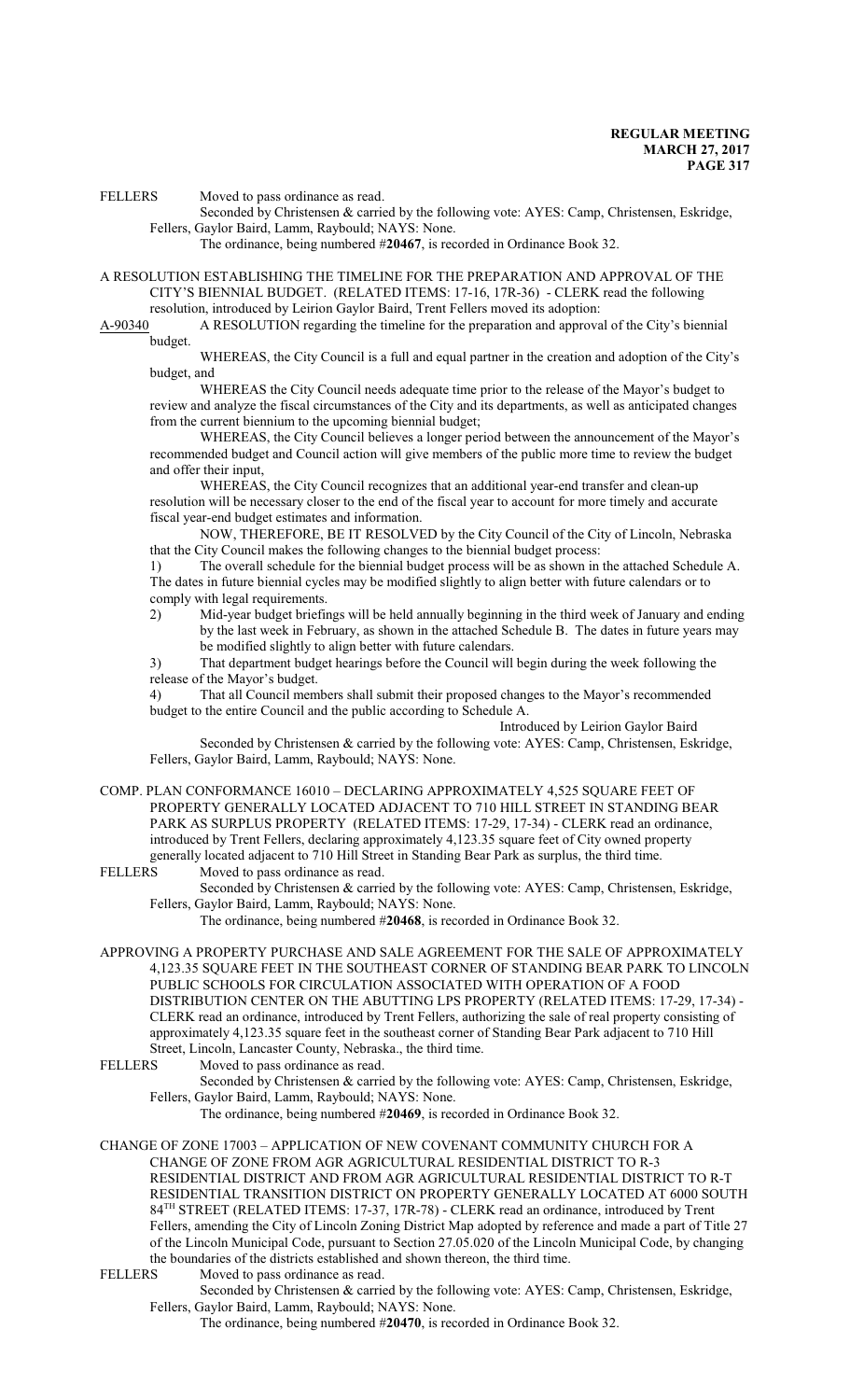FELLERS Moved to pass ordinance as read.

Seconded by Christensen & carried by the following vote: AYES: Camp, Christensen, Eskridge, Fellers, Gaylor Baird, Lamm, Raybould; NAYS: None.

The ordinance, being numbered #**20467**, is recorded in Ordinance Book 32.

A RESOLUTION ESTABLISHING THE TIMELINE FOR THE PREPARATION AND APPROVAL OF THE CITY'S BIENNIAL BUDGET. (RELATED ITEMS: 17-16, 17R-36) - CLERK read the following resolution, introduced by Leirion Gaylor Baird, Trent Fellers moved its adoption:

A-90340 A RESOLUTION regarding the timeline for the preparation and approval of the City's biennial budget.

WHEREAS, the City Council is a full and equal partner in the creation and adoption of the City's budget, and

WHEREAS the City Council needs adequate time prior to the release of the Mayor's budget to review and analyze the fiscal circumstances of the City and its departments, as well as anticipated changes from the current biennium to the upcoming biennial budget;

WHEREAS, the City Council believes a longer period between the announcement of the Mayor's recommended budget and Council action will give members of the public more time to review the budget and offer their input,

WHEREAS, the City Council recognizes that an additional year-end transfer and clean-up resolution will be necessary closer to the end of the fiscal year to account for more timely and accurate fiscal year-end budget estimates and information.

NOW, THEREFORE, BE IT RESOLVED by the City Council of the City of Lincoln, Nebraska that the City Council makes the following changes to the biennial budget process:

1) The overall schedule for the biennial budget process will be as shown in the attached Schedule A. The dates in future biennial cycles may be modified slightly to align better with future calendars or to comply with legal requirements.

2) Mid-year budget briefings will be held annually beginning in the third week of January and ending by the last week in February, as shown in the attached Schedule B. The dates in future years may be modified slightly to align better with future calendars.

3) That department budget hearings before the Council will begin during the week following the release of the Mayor's budget.

4) That all Council members shall submit their proposed changes to the Mayor's recommended budget to the entire Council and the public according to Schedule A.

Introduced by Leirion Gaylor Baird

Seconded by Christensen & carried by the following vote: AYES: Camp, Christensen, Eskridge, Fellers, Gaylor Baird, Lamm, Raybould; NAYS: None.

COMP. PLAN CONFORMANCE 16010 – DECLARING APPROXIMATELY 4,525 SQUARE FEET OF PROPERTY GENERALLY LOCATED ADJACENT TO 710 HILL STREET IN STANDING BEAR PARK AS SURPLUS PROPERTY (RELATED ITEMS: 17-29, 17-34) - CLERK read an ordinance, introduced by Trent Fellers, declaring approximately 4,123.35 square feet of City owned property generally located adjacent to 710 Hill Street in Standing Bear Park as surplus, the third time.

FELLERS Moved to pass ordinance as read.

Seconded by Christensen & carried by the following vote: AYES: Camp, Christensen, Eskridge, Fellers, Gaylor Baird, Lamm, Raybould; NAYS: None.

The ordinance, being numbered #**20468**, is recorded in Ordinance Book 32.

APPROVING A PROPERTY PURCHASE AND SALE AGREEMENT FOR THE SALE OF APPROXIMATELY 4,123.35 SQUARE FEET IN THE SOUTHEAST CORNER OF STANDING BEAR PARK TO LINCOLN PUBLIC SCHOOLS FOR CIRCULATION ASSOCIATED WITH OPERATION OF A FOOD DISTRIBUTION CENTER ON THE ABUTTING LPS PROPERTY (RELATED ITEMS: 17-29, 17-34) - CLERK read an ordinance, introduced by Trent Fellers, authorizing the sale of real property consisting of approximately 4,123.35 square feet in the southeast corner of Standing Bear Park adjacent to 710 Hill Street, Lincoln, Lancaster County, Nebraska., the third time.

FELLERS Moved to pass ordinance as read.

Seconded by Christensen & carried by the following vote: AYES: Camp, Christensen, Eskridge, Fellers, Gaylor Baird, Lamm, Raybould; NAYS: None.

The ordinance, being numbered #**20469**, is recorded in Ordinance Book 32.

CHANGE OF ZONE 17003 – APPLICATION OF NEW COVENANT COMMUNITY CHURCH FOR A CHANGE OF ZONE FROM AGR AGRICULTURAL RESIDENTIAL DISTRICT TO R-3 RESIDENTIAL DISTRICT AND FROM AGR AGRICULTURAL RESIDENTIAL DISTRICT TO R-T RESIDENTIAL TRANSITION DISTRICT ON PROPERTY GENERALLY LOCATED AT 6000 SOUTH 84TH STREET (RELATED ITEMS: 17-37, 17R-78) - CLERK read an ordinance, introduced by Trent Fellers, amending the City of Lincoln Zoning District Map adopted by reference and made a part of Title 27 of the Lincoln Municipal Code, pursuant to Section 27.05.020 of the Lincoln Municipal Code, by changing the boundaries of the districts established and shown thereon, the third time.

FELLERS Moved to pass ordinance as read.

Seconded by Christensen & carried by the following vote: AYES: Camp, Christensen, Eskridge, Fellers, Gaylor Baird, Lamm, Raybould; NAYS: None.

The ordinance, being numbered #**20470**, is recorded in Ordinance Book 32.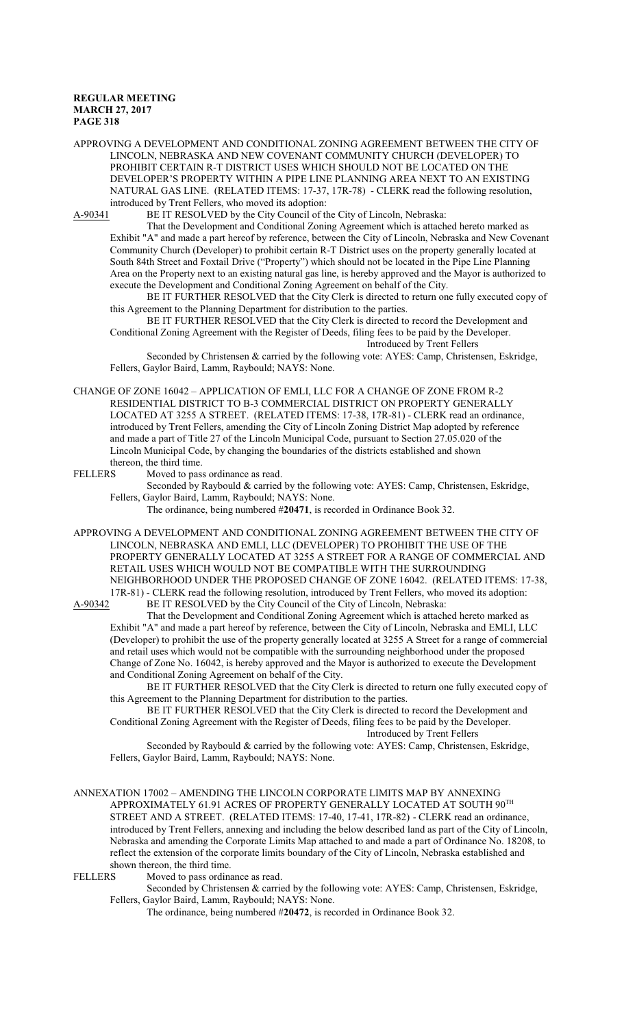APPROVING A DEVELOPMENT AND CONDITIONAL ZONING AGREEMENT BETWEEN THE CITY OF LINCOLN, NEBRASKA AND NEW COVENANT COMMUNITY CHURCH (DEVELOPER) TO PROHIBIT CERTAIN R-T DISTRICT USES WHICH SHOULD NOT BE LOCATED ON THE DEVELOPER'S PROPERTY WITHIN A PIPE LINE PLANNING AREA NEXT TO AN EXISTING NATURAL GAS LINE. (RELATED ITEMS: 17-37, 17R-78) - CLERK read the following resolution, introduced by Trent Fellers, who moved its adoption:

A-90341 BE IT RESOLVED by the City Council of the City of Lincoln, Nebraska:

That the Development and Conditional Zoning Agreement which is attached hereto marked as Exhibit "A" and made a part hereof by reference, between the City of Lincoln, Nebraska and New Covenant Community Church (Developer) to prohibit certain R-T District uses on the property generally located at South 84th Street and Foxtail Drive ("Property") which should not be located in the Pipe Line Planning Area on the Property next to an existing natural gas line, is hereby approved and the Mayor is authorized to execute the Development and Conditional Zoning Agreement on behalf of the City.

BE IT FURTHER RESOLVED that the City Clerk is directed to return one fully executed copy of this Agreement to the Planning Department for distribution to the parties.

BE IT FURTHER RESOLVED that the City Clerk is directed to record the Development and Conditional Zoning Agreement with the Register of Deeds, filing fees to be paid by the Developer.

Introduced by Trent Fellers

Seconded by Christensen & carried by the following vote: AYES: Camp, Christensen, Eskridge, Fellers, Gaylor Baird, Lamm, Raybould; NAYS: None.

CHANGE OF ZONE 16042 – APPLICATION OF EMLI, LLC FOR A CHANGE OF ZONE FROM R-2 RESIDENTIAL DISTRICT TO B-3 COMMERCIAL DISTRICT ON PROPERTY GENERALLY LOCATED AT 3255 A STREET. (RELATED ITEMS: 17-38, 17R-81) - CLERK read an ordinance, introduced by Trent Fellers, amending the City of Lincoln Zoning District Map adopted by reference and made a part of Title 27 of the Lincoln Municipal Code, pursuant to Section 27.05.020 of the Lincoln Municipal Code, by changing the boundaries of the districts established and shown thereon, the third time.

FELLERS Moved to pass ordinance as read.

Seconded by Raybould & carried by the following vote: AYES: Camp, Christensen, Eskridge, Fellers, Gaylor Baird, Lamm, Raybould; NAYS: None.

The ordinance, being numbered #**20471**, is recorded in Ordinance Book 32.

APPROVING A DEVELOPMENT AND CONDITIONAL ZONING AGREEMENT BETWEEN THE CITY OF LINCOLN, NEBRASKA AND EMLI, LLC (DEVELOPER) TO PROHIBIT THE USE OF THE PROPERTY GENERALLY LOCATED AT 3255 A STREET FOR A RANGE OF COMMERCIAL AND RETAIL USES WHICH WOULD NOT BE COMPATIBLE WITH THE SURROUNDING NEIGHBORHOOD UNDER THE PROPOSED CHANGE OF ZONE 16042. (RELATED ITEMS: 17-38, 17R-81) - CLERK read the following resolution, introduced by Trent Fellers, who moved its adoption:

A-90342 BE IT RESOLVED by the City Council of the City of Lincoln, Nebraska:

That the Development and Conditional Zoning Agreement which is attached hereto marked as Exhibit "A" and made a part hereof by reference, between the City of Lincoln, Nebraska and EMLI, LLC (Developer) to prohibit the use of the property generally located at 3255 A Street for a range of commercial and retail uses which would not be compatible with the surrounding neighborhood under the proposed Change of Zone No. 16042, is hereby approved and the Mayor is authorized to execute the Development and Conditional Zoning Agreement on behalf of the City.

BE IT FURTHER RESOLVED that the City Clerk is directed to return one fully executed copy of this Agreement to the Planning Department for distribution to the parties.

BE IT FURTHER RESOLVED that the City Clerk is directed to record the Development and Conditional Zoning Agreement with the Register of Deeds, filing fees to be paid by the Developer.

Introduced by Trent Fellers

Seconded by Raybould & carried by the following vote: AYES: Camp, Christensen, Eskridge, Fellers, Gaylor Baird, Lamm, Raybould; NAYS: None.

ANNEXATION 17002 – AMENDING THE LINCOLN CORPORATE LIMITS MAP BY ANNEXING APPROXIMATELY 61.91 ACRES OF PROPERTY GENERALLY LOCATED AT SOUTH 90TH STREET AND A STREET. (RELATED ITEMS: 17-40, 17-41, 17R-82) - CLERK read an ordinance, introduced by Trent Fellers, annexing and including the below described land as part of the City of Lincoln, Nebraska and amending the Corporate Limits Map attached to and made a part of Ordinance No. 18208, to reflect the extension of the corporate limits boundary of the City of Lincoln, Nebraska established and shown thereon, the third time.

FELLERS Moved to pass ordinance as read.

Seconded by Christensen & carried by the following vote: AYES: Camp, Christensen, Eskridge, Fellers, Gaylor Baird, Lamm, Raybould; NAYS: None.

The ordinance, being numbered #**20472**, is recorded in Ordinance Book 32.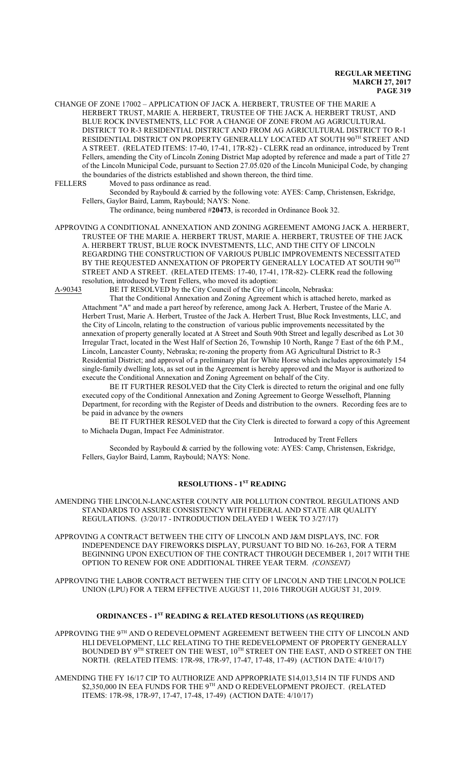CHANGE OF ZONE 17002 – APPLICATION OF JACK A. HERBERT, TRUSTEE OF THE MARIE A HERBERT TRUST, MARIE A. HERBERT, TRUSTEE OF THE JACK A. HERBERT TRUST, AND BLUE ROCK INVESTMENTS, LLC FOR A CHANGE OF ZONE FROM AG AGRICULTURAL DISTRICT TO R-3 RESIDENTIAL DISTRICT AND FROM AG AGRICULTURAL DISTRICT TO R-1 RESIDENTIAL DISTRICT ON PROPERTY GENERALLY LOCATED AT SOUTH 90TH STREET AND A STREET. (RELATED ITEMS: 17-40, 17-41, 17R-82) - CLERK read an ordinance, introduced by Trent Fellers, amending the City of Lincoln Zoning District Map adopted by reference and made a part of Title 27 of the Lincoln Municipal Code, pursuant to Section 27.05.020 of the Lincoln Municipal Code, by changing the boundaries of the districts established and shown thereon, the third time.

FELLERS Moved to pass ordinance as read.

Seconded by Raybould & carried by the following vote: AYES: Camp, Christensen, Eskridge, Fellers, Gaylor Baird, Lamm, Raybould; NAYS: None.

The ordinance, being numbered #**20473**, is recorded in Ordinance Book 32.

APPROVING A CONDITIONAL ANNEXATION AND ZONING AGREEMENT AMONG JACK A. HERBERT, TRUSTEE OF THE MARIE A. HERBERT TRUST, MARIE A. HERBERT, TRUSTEE OF THE JACK A. HERBERT TRUST, BLUE ROCK INVESTMENTS, LLC, AND THE CITY OF LINCOLN REGARDING THE CONSTRUCTION OF VARIOUS PUBLIC IMPROVEMENTS NECESSITATED BY THE REQUESTED ANNEXATION OF PROPERTY GENERALLY LOCATED AT SOUTH 90TH STREET AND A STREET. (RELATED ITEMS: 17-40, 17-41, 17R-82)- CLERK read the following resolution, introduced by Trent Fellers, who moved its adoption:

A-90343 BE IT RESOLVED by the City Council of the City of Lincoln, Nebraska:

That the Conditional Annexation and Zoning Agreement which is attached hereto, marked as Attachment "A" and made a part hereof by reference, among Jack A. Herbert, Trustee of the Marie A. Herbert Trust, Marie A. Herbert, Trustee of the Jack A. Herbert Trust, Blue Rock Investments, LLC, and the City of Lincoln, relating to the construction of various public improvements necessitated by the annexation of property generally located at A Street and South 90th Street and legally described as Lot 30 Irregular Tract, located in the West Half of Section 26, Township 10 North, Range 7 East of the 6th P.M., Lincoln, Lancaster County, Nebraska; re-zoning the property from AG Agricultural District to R-3 Residential District; and approval of a preliminary plat for White Horse which includes approximately 154 single-family dwelling lots, as set out in the Agreement is hereby approved and the Mayor is authorized to execute the Conditional Annexation and Zoning Agreement on behalf of the City.

BE IT FURTHER RESOLVED that the City Clerk is directed to return the original and one fully executed copy of the Conditional Annexation and Zoning Agreement to George Wesselhoft, Planning Department, for recording with the Register of Deeds and distribution to the owners. Recording fees are to be paid in advance by the owners

BE IT FURTHER RESOLVED that the City Clerk is directed to forward a copy of this Agreement to Michaela Dugan, Impact Fee Administrator.

Introduced by Trent Fellers

Seconded by Raybould & carried by the following vote: AYES: Camp, Christensen, Eskridge, Fellers, Gaylor Baird, Lamm, Raybould; NAYS: None.

## RESOLUTIONS - 1ST READING

AMENDING THE LINCOLN-LANCASTER COUNTY AIR POLLUTION CONTROL REGULATIONS AND STANDARDS TO ASSURE CONSISTENCY WITH FEDERAL AND STATE AIR QUALITY REGULATIONS. (3/20/17 - INTRODUCTION DELAYED 1 WEEK TO 3/27/17)

APPROVING A CONTRACT BETWEEN THE CITY OF LINCOLN AND J&M DISPLAYS, INC. FOR INDEPENDENCE DAY FIREWORKS DISPLAY, PURSUANT TO BID NO. 16-263, FOR A TERM BEGINNING UPON EXECUTION OF THE CONTRACT THROUGH DECEMBER 1, 2017 WITH THE OPTION TO RENEW FOR ONE ADDITIONAL THREE YEAR TERM. *(CONSENT)*

APPROVING THE LABOR CONTRACT BETWEEN THE CITY OF LINCOLN AND THE LINCOLN POLICE UNION (LPU) FOR A TERM EFFECTIVE AUGUST 11, 2016 THROUGH AUGUST 31, 2019.

## ORDINANCES - 1ST READING & RELATED RESOLUTIONS (AS REQUIRED)

APPROVING THE 9TH AND O REDEVELOPMENT AGREEMENT BETWEEN THE CITY OF LINCOLN AND HLI DEVELOPMENT, LLC RELATING TO THE REDEVELOPMENT OF PROPERTY GENERALLY BOUNDED BY 9TH STREET ON THE WEST, 10TH STREET ON THE EAST, AND O STREET ON THE NORTH. (RELATED ITEMS: 17R-98, 17R-97, 17-47, 17-48, 17-49) (ACTION DATE: 4/10/17)

AMENDING THE FY 16/17 CIP TO AUTHORIZE AND APPROPRIATE $14,013,514 IN TIF FUNDS AND $2,350,000 IN EEA FUNDS FOR THE 9TH AND O REDEVELOPMENT PROJECT. (RELATED ITEMS: 17R-98, 17R-97, 17-47, 17-48, 17-49) (ACTION DATE: 4/10/17)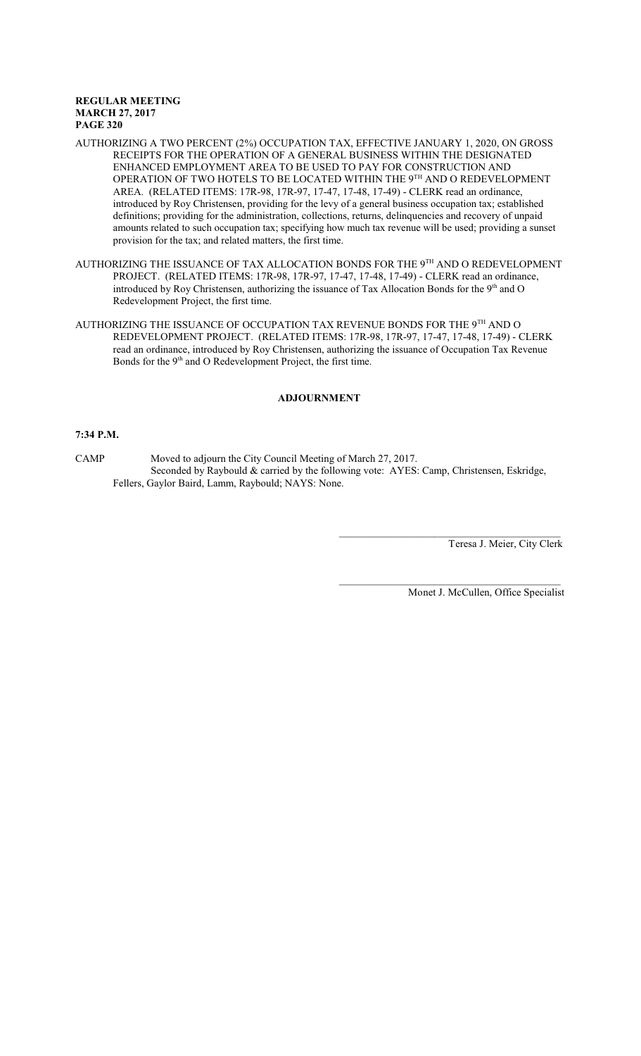AUTHORIZING A TWO PERCENT (2%) OCCUPATION TAX, EFFECTIVE JANUARY 1, 2020, ON GROSS RECEIPTS FOR THE OPERATION OF A GENERAL BUSINESS WITHIN THE DESIGNATED ENHANCED EMPLOYMENT AREA TO BE USED TO PAY FOR CONSTRUCTION AND OPERATION OF TWO HOTELS TO BE LOCATED WITHIN THE 9TH AND O REDEVELOPMENT AREA. (RELATED ITEMS: 17R-98, 17R-97, 17-47, 17-48, 17-49) - CLERK read an ordinance, introduced by Roy Christensen, providing for the levy of a general business occupation tax; established definitions; providing for the administration, collections, returns, delinquencies and recovery of unpaid amounts related to such occupation tax; specifying how much tax revenue will be used; providing a sunset provision for the tax; and related matters, the first time.

AUTHORIZING THE ISSUANCE OF TAX ALLOCATION BONDS FOR THE 9TH AND O REDEVELOPMENT PROJECT. (RELATED ITEMS: 17R-98, 17R-97, 17-47, 17-48, 17-49) - CLERK read an ordinance, introduced by Roy Christensen, authorizing the issuance of Tax Allocation Bonds for the 9th and O Redevelopment Project, the first time.

AUTHORIZING THE ISSUANCE OF OCCUPATION TAX REVENUE BONDS FOR THE 9TH AND O REDEVELOPMENT PROJECT. (RELATED ITEMS: 17R-98, 17R-97, 17-47, 17-48, 17-49) - CLERK read an ordinance, introduced by Roy Christensen, authorizing the issuance of Occupation Tax Revenue Bonds for the 9th and O Redevelopment Project, the first time.

## ADJOURNMENT

**7:34 P.M.**

CAMP Moved to adjourn the City Council Meeting of March 27, 2017.
Seconded by Raybould & carried by the following vote: AYES: Camp, Christensen, Eskridge, Fellers, Gaylor Baird, Lamm, Raybould; NAYS: None.

\_\_\_\_\_\_\_\_\_\_\_\_\_\_\_\_\_\_\_\_\_\_\_\_\_\_\_\_\_\_\_\_\_\_\_\_\_\_\_\_\_\_\_\_
Teresa J. Meier, City Clerk

\_\_\_\_\_\_\_\_\_\_\_\_\_\_\_\_\_\_\_\_\_\_\_\_\_\_\_\_\_\_\_\_\_\_\_\_\_\_\_\_\_\_\_\_
Monet J. McCullen, Office Specialist